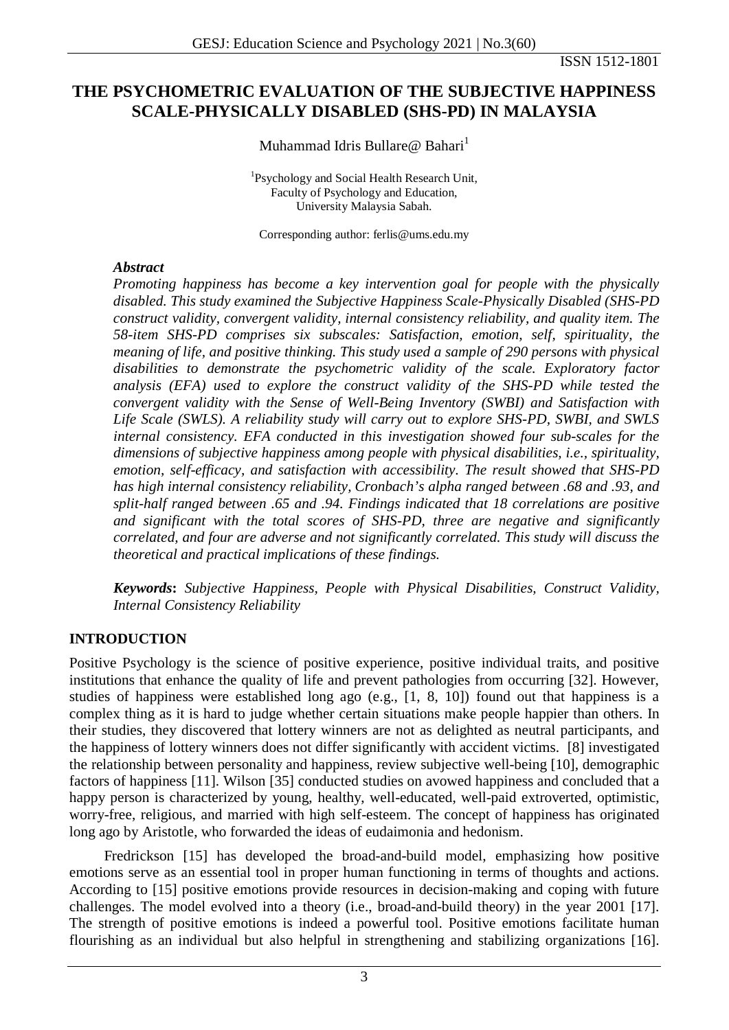# THE PSYCHOMETRIC EVALUATION OF THE SUBJECTIVE HAPPINESS SCALE-PHYSICALLY DISABLED (SHS-PD) IN MALAYSIA

Muhammad Idris Bullare@ Bahari[1]

[1]Psychology and Social Health Research Unit, Faculty of Psychology and Education, University Malaysia Sabah.

Corresponding author: ferlis@ums.edu.my

### *Abstract*

*Promoting happiness has become a key intervention goal for people with the physically disabled. This study examined the Subjective Happiness Scale-Physically Disabled (SHS-PD construct validity, convergent validity, internal consistency reliability, and quality item. The 58-item SHS-PD comprises six subscales: Satisfaction, emotion, self, spirituality, the meaning of life, and positive thinking. This study used a sample of 290 persons with physical disabilities to demonstrate the psychometric validity of the scale. Exploratory factor analysis (EFA) used to explore the construct validity of the SHS-PD while tested the convergent validity with the Sense of Well-Being Inventory (SWBI) and Satisfaction with Life Scale (SWLS). A reliability study will carry out to explore SHS-PD, SWBI, and SWLS internal consistency. EFA conducted in this investigation showed four sub-scales for the dimensions of subjective happiness among people with physical disabilities, i.e., spirituality, emotion, self-efficacy, and satisfaction with accessibility. The result showed that SHS-PD has high internal consistency reliability, Cronbach's alpha ranged between .68 and .93, and split-half ranged between .65 and .94. Findings indicated that 18 correlations are positive and significant with the total scores of SHS-PD, three are negative and significantly correlated, and four are adverse and not significantly correlated. This study will discuss the theoretical and practical implications of these findings.*

***Keywords*****:** *Subjective Happiness, People with Physical Disabilities, Construct Validity, Internal Consistency Reliability*

## INTRODUCTION

Positive Psychology is the science of positive experience, positive individual traits, and positive institutions that enhance the quality of life and prevent pathologies from occurring [32]. However, studies of happiness were established long ago (e.g., [1, 8, 10]) found out that happiness is a complex thing as it is hard to judge whether certain situations make people happier than others. In their studies, they discovered that lottery winners are not as delighted as neutral participants, and the happiness of lottery winners does not differ significantly with accident victims. [8] investigated the relationship between personality and happiness, review subjective well-being [10], demographic factors of happiness [11]. Wilson [35] conducted studies on avowed happiness and concluded that a happy person is characterized by young, healthy, well-educated, well-paid extroverted, optimistic, worry-free, religious, and married with high self-esteem. The concept of happiness has originated long ago by Aristotle, who forwarded the ideas of eudaimonia and hedonism.

Fredrickson [15] has developed the broad-and-build model, emphasizing how positive emotions serve as an essential tool in proper human functioning in terms of thoughts and actions. According to [15] positive emotions provide resources in decision-making and coping with future challenges. The model evolved into a theory (i.e., broad-and-build theory) in the year 2001 [17]. The strength of positive emotions is indeed a powerful tool. Positive emotions facilitate human flourishing as an individual but also helpful in strengthening and stabilizing organizations [16].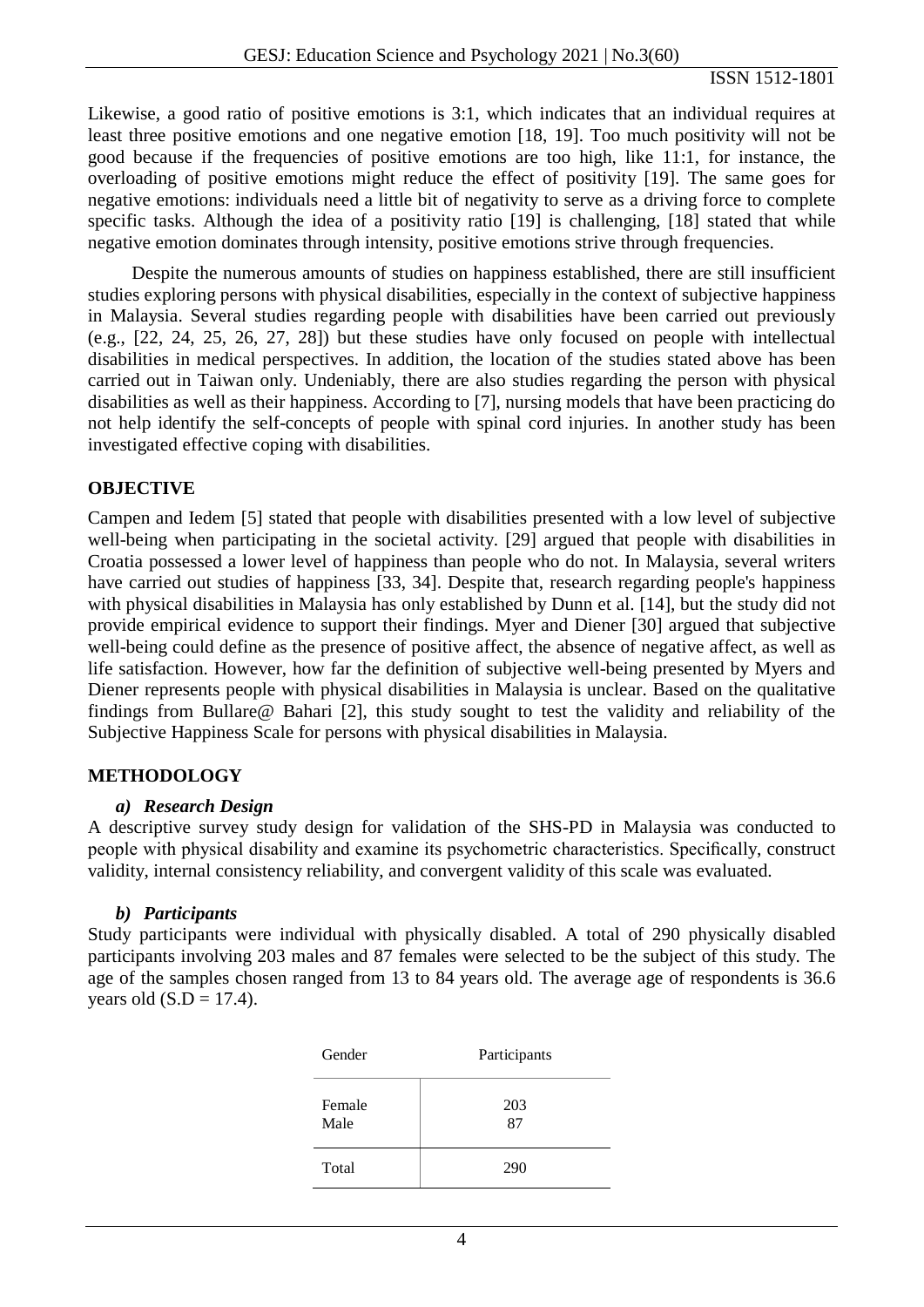Likewise, a good ratio of positive emotions is 3:1, which indicates that an individual requires at least three positive emotions and one negative emotion [18, 19]. Too much positivity will not be good because if the frequencies of positive emotions are too high, like 11:1, for instance, the overloading of positive emotions might reduce the effect of positivity [19]. The same goes for negative emotions: individuals need a little bit of negativity to serve as a driving force to complete specific tasks. Although the idea of a positivity ratio [19] is challenging, [18] stated that while negative emotion dominates through intensity, positive emotions strive through frequencies.

Despite the numerous amounts of studies on happiness established, there are still insufficient studies exploring persons with physical disabilities, especially in the context of subjective happiness in Malaysia. Several studies regarding people with disabilities have been carried out previously (e.g., [22, 24, 25, 26, 27, 28]) but these studies have only focused on people with intellectual disabilities in medical perspectives. In addition, the location of the studies stated above has been carried out in Taiwan only. Undeniably, there are also studies regarding the person with physical disabilities as well as their happiness. According to [7], nursing models that have been practicing do not help identify the self-concepts of people with spinal cord injuries. In another study has been investigated effective coping with disabilities.

## OBJECTIVE

Campen and Iedem [5] stated that people with disabilities presented with a low level of subjective well-being when participating in the societal activity. [29] argued that people with disabilities in Croatia possessed a lower level of happiness than people who do not. In Malaysia, several writers have carried out studies of happiness [33, 34]. Despite that, research regarding people's happiness with physical disabilities in Malaysia has only established by Dunn et al. [14], but the study did not provide empirical evidence to support their findings. Myer and Diener [30] argued that subjective well-being could define as the presence of positive affect, the absence of negative affect, as well as life satisfaction. However, how far the definition of subjective well-being presented by Myers and Diener represents people with physical disabilities in Malaysia is unclear. Based on the qualitative findings from Bullare@ Bahari [2], this study sought to test the validity and reliability of the Subjective Happiness Scale for persons with physical disabilities in Malaysia.

## METHODOLOGY

### *a) Research Design*

A descriptive survey study design for validation of the SHS-PD in Malaysia was conducted to people with physical disability and examine its psychometric characteristics. Specifically, construct validity, internal consistency reliability, and convergent validity of this scale was evaluated.

### *b) Participants*

Study participants were individual with physically disabled. A total of 290 physically disabled participants involving 203 males and 87 females were selected to be the subject of this study. The age of the samples chosen ranged from 13 to 84 years old. The average age of respondents is 36.6 years old (S.D = 17.4).

| Gender | Participants |
|---|---|
| Female | 203 |
| Male | 87 |
| Total | 290 |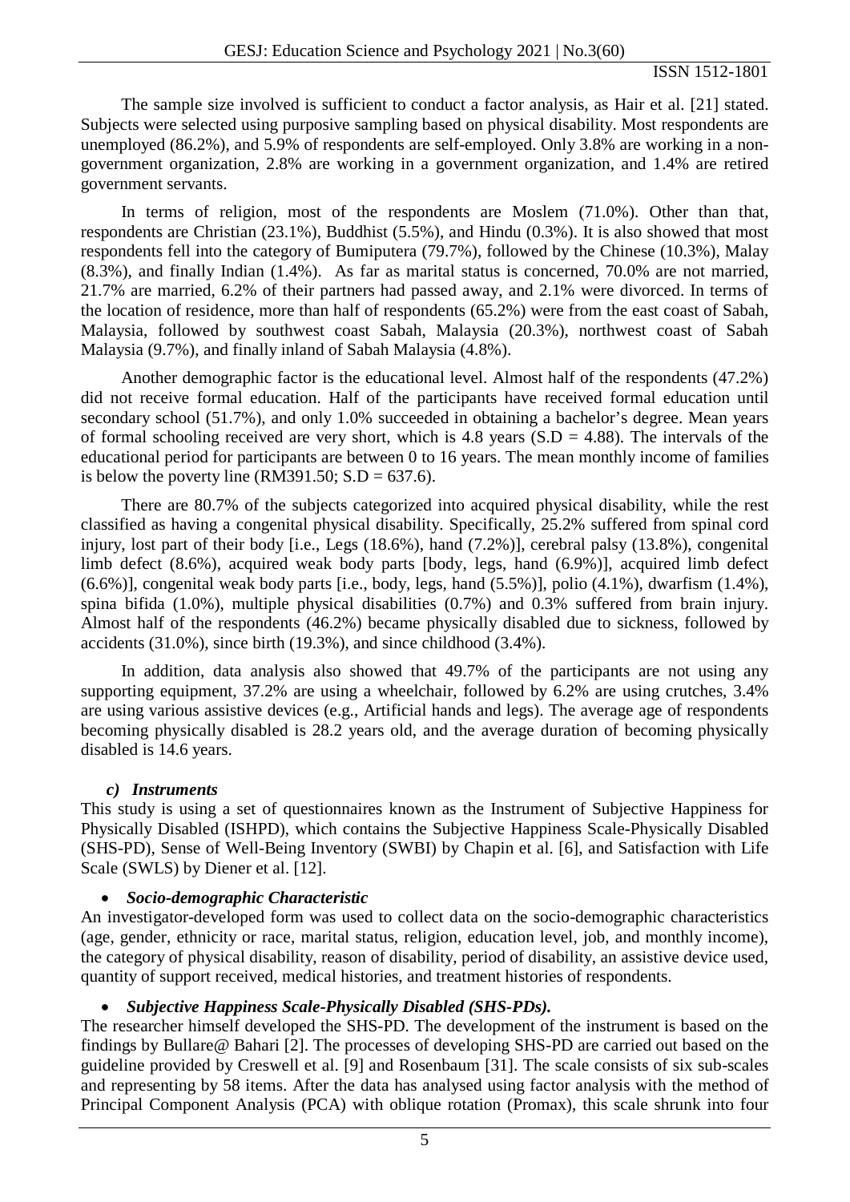The sample size involved is sufficient to conduct a factor analysis, as Hair et al. [21] stated. Subjects were selected using purposive sampling based on physical disability. Most respondents are unemployed (86.2%), and 5.9% of respondents are self-employed. Only 3.8% are working in a non-government organization, 2.8% are working in a government organization, and 1.4% are retired government servants.

In terms of religion, most of the respondents are Moslem (71.0%). Other than that, respondents are Christian (23.1%), Buddhist (5.5%), and Hindu (0.3%). It is also showed that most respondents fell into the category of Bumiputera (79.7%), followed by the Chinese (10.3%), Malay (8.3%), and finally Indian (1.4%). As far as marital status is concerned, 70.0% are not married, 21.7% are married, 6.2% of their partners had passed away, and 2.1% were divorced. In terms of the location of residence, more than half of respondents (65.2%) were from the east coast of Sabah, Malaysia, followed by southwest coast Sabah, Malaysia (20.3%), northwest coast of Sabah Malaysia (9.7%), and finally inland of Sabah Malaysia (4.8%).

Another demographic factor is the educational level. Almost half of the respondents (47.2%) did not receive formal education. Half of the participants have received formal education until secondary school (51.7%), and only 1.0% succeeded in obtaining a bachelor's degree. Mean years of formal schooling received are very short, which is 4.8 years (S.D = 4.88). The intervals of the educational period for participants are between 0 to 16 years. The mean monthly income of families is below the poverty line (RM391.50; S.D = 637.6).

There are 80.7% of the subjects categorized into acquired physical disability, while the rest classified as having a congenital physical disability. Specifically, 25.2% suffered from spinal cord injury, lost part of their body [i.e., Legs (18.6%), hand (7.2%)], cerebral palsy (13.8%), congenital limb defect (8.6%), acquired weak body parts [body, legs, hand (6.9%)], acquired limb defect (6.6%)], congenital weak body parts [i.e., body, legs, hand (5.5%)], polio (4.1%), dwarfism (1.4%), spina bifida (1.0%), multiple physical disabilities (0.7%) and 0.3% suffered from brain injury. Almost half of the respondents (46.2%) became physically disabled due to sickness, followed by accidents (31.0%), since birth (19.3%), and since childhood (3.4%).

In addition, data analysis also showed that 49.7% of the participants are not using any supporting equipment, 37.2% are using a wheelchair, followed by 6.2% are using crutches, 3.4% are using various assistive devices (e.g., Artificial hands and legs). The average age of respondents becoming physically disabled is 28.2 years old, and the average duration of becoming physically disabled is 14.6 years.

### *c) Instruments*

This study is using a set of questionnaires known as the Instrument of Subjective Happiness for Physically Disabled (ISHPD), which contains the Subjective Happiness Scale-Physically Disabled (SHS-PD), Sense of Well-Being Inventory (SWBI) by Chapin et al. [6], and Satisfaction with Life Scale (SWLS) by Diener et al. [12].

- ***Socio-demographic Characteristic***

An investigator-developed form was used to collect data on the socio-demographic characteristics (age, gender, ethnicity or race, marital status, religion, education level, job, and monthly income), the category of physical disability, reason of disability, period of disability, an assistive device used, quantity of support received, medical histories, and treatment histories of respondents.

- ***Subjective Happiness Scale-Physically Disabled (SHS-PDs).***

The researcher himself developed the SHS-PD. The development of the instrument is based on the findings by Bullare@ Bahari [2]. The processes of developing SHS-PD are carried out based on the guideline provided by Creswell et al. [9] and Rosenbaum [31]. The scale consists of six sub-scales and representing by 58 items. After the data has analysed using factor analysis with the method of Principal Component Analysis (PCA) with oblique rotation (Promax), this scale shrunk into four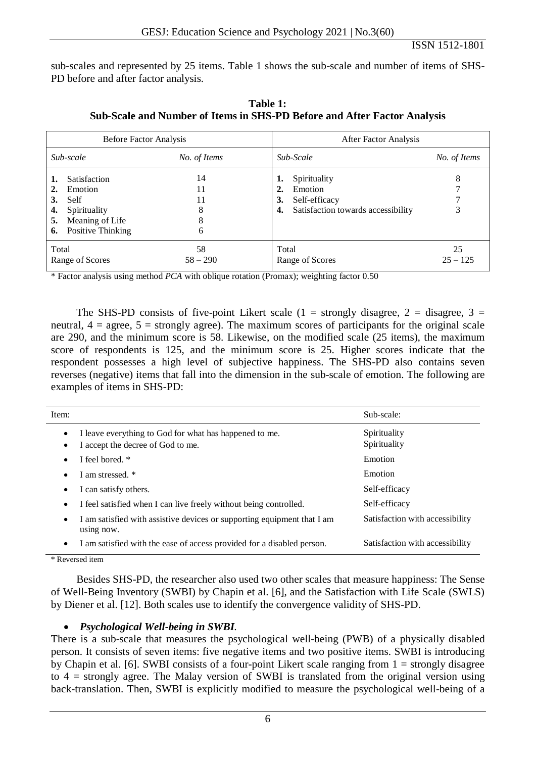sub-scales and represented by 25 items. Table 1 shows the sub-scale and number of items of SHS-PD before and after factor analysis.

**Table 1:**
**Sub-Scale and Number of Items in SHS-PD Before and After Factor Analysis**

| Before Factor Analysis | | After Factor Analysis | |
|---|---|---|---|
| *Sub-scale* | *No. of Items* | *Sub-Scale* | *No. of Items* |
| **1.** Satisfaction | 14 | **1.** Spirituality | 8 |
| **2.** Emotion | 11 | **2.** Emotion | 7 |
| **3.** Self | 11 | **3.** Self-efficacy | 7 |
| **4.** Spirituality | 8 | **4.** Satisfaction towards accessibility | 3 |
| **5.** Meaning of Life | 8 | | |
| **6.** Positive Thinking | 6 | | |
| Total | 58 | Total | 25 |
| Range of Scores | 58 – 290 | Range of Scores | 25 – 125 |

* Factor analysis using method *PCA* with oblique rotation (Promax); weighting factor 0.50

The SHS-PD consists of five-point Likert scale (1 = strongly disagree, 2 = disagree, 3 = neutral, 4 = agree, 5 = strongly agree). The maximum scores of participants for the original scale are 290, and the minimum score is 58. Likewise, on the modified scale (25 items), the maximum score of respondents is 125, and the minimum score is 25. Higher scores indicate that the respondent possesses a high level of subjective happiness. The SHS-PD also contains seven reverses (negative) items that fall into the dimension in the sub-scale of emotion. The following are examples of items in SHS-PD:

| Item: | Sub-scale: |
|---|---|
| • I leave everything to God for what has happened to me. | Spirituality |
| • I accept the decree of God to me. | Spirituality |
| • I feel bored. * | Emotion |
| • I am stressed. * | Emotion |
| • I can satisfy others. | Self-efficacy |
| • I feel satisfied when I can live freely without being controlled. | Self-efficacy |
| • I am satisfied with assistive devices or supporting equipment that I am using now. | Satisfaction with accessibility |
| • I am satisfied with the ease of access provided for a disabled person. | Satisfaction with accessibility |

* Reversed item

Besides SHS-PD, the researcher also used two other scales that measure happiness: The Sense of Well-Being Inventory (SWBI) by Chapin et al. [6], and the Satisfaction with Life Scale (SWLS) by Diener et al. [12]. Both scales use to identify the convergence validity of SHS-PD.

- ***Psychological Well-being in SWBI.***

There is a sub-scale that measures the psychological well-being (PWB) of a physically disabled person. It consists of seven items: five negative items and two positive items. SWBI is introducing by Chapin et al. [6]. SWBI consists of a four-point Likert scale ranging from 1 = strongly disagree to 4 = strongly agree. The Malay version of SWBI is translated from the original version using back-translation. Then, SWBI is explicitly modified to measure the psychological well-being of a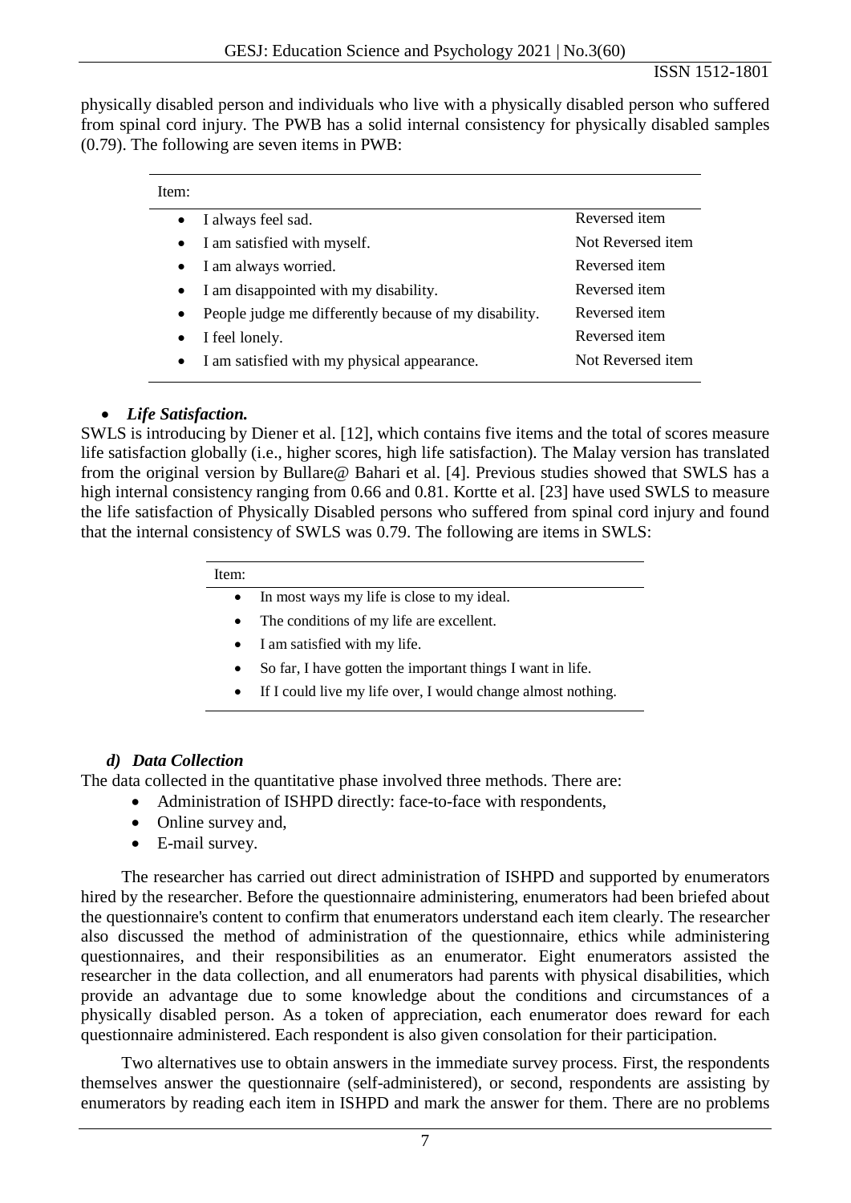physically disabled person and individuals who live with a physically disabled person who suffered from spinal cord injury. The PWB has a solid internal consistency for physically disabled samples (0.79). The following are seven items in PWB:

| Item: | |
|---|---|
| • I always feel sad. | Reversed item |
| • I am satisfied with myself. | Not Reversed item |
| • I am always worried. | Reversed item |
| • I am disappointed with my disability. | Reversed item |
| • People judge me differently because of my disability. | Reversed item |
| • I feel lonely. | Reversed item |
| • I am satisfied with my physical appearance. | Not Reversed item |

- ***Life Satisfaction.***

SWLS is introducing by Diener et al. [12], which contains five items and the total of scores measure life satisfaction globally (i.e., higher scores, high life satisfaction). The Malay version has translated from the original version by Bullare@ Bahari et al. [4]. Previous studies showed that SWLS has a high internal consistency ranging from 0.66 and 0.81. Kortte et al. [23] have used SWLS to measure the life satisfaction of Physically Disabled persons who suffered from spinal cord injury and found that the internal consistency of SWLS was 0.79. The following are items in SWLS:

| Item: |
|---|
| • In most ways my life is close to my ideal. |
| • The conditions of my life are excellent. |
| • I am satisfied with my life. |
| • So far, I have gotten the important things I want in life. |
| • If I could live my life over, I would change almost nothing. |

### *d) Data Collection*

The data collected in the quantitative phase involved three methods. There are:

- Administration of ISHPD directly: face-to-face with respondents,
- Online survey and,
- E-mail survey.

The researcher has carried out direct administration of ISHPD and supported by enumerators hired by the researcher. Before the questionnaire administering, enumerators had been briefed about the questionnaire's content to confirm that enumerators understand each item clearly. The researcher also discussed the method of administration of the questionnaire, ethics while administering questionnaires, and their responsibilities as an enumerator. Eight enumerators assisted the researcher in the data collection, and all enumerators had parents with physical disabilities, which provide an advantage due to some knowledge about the conditions and circumstances of a physically disabled person. As a token of appreciation, each enumerator does reward for each questionnaire administered. Each respondent is also given consolation for their participation.

Two alternatives use to obtain answers in the immediate survey process. First, the respondents themselves answer the questionnaire (self-administered), or second, respondents are assisting by enumerators by reading each item in ISHPD and mark the answer for them. There are no problems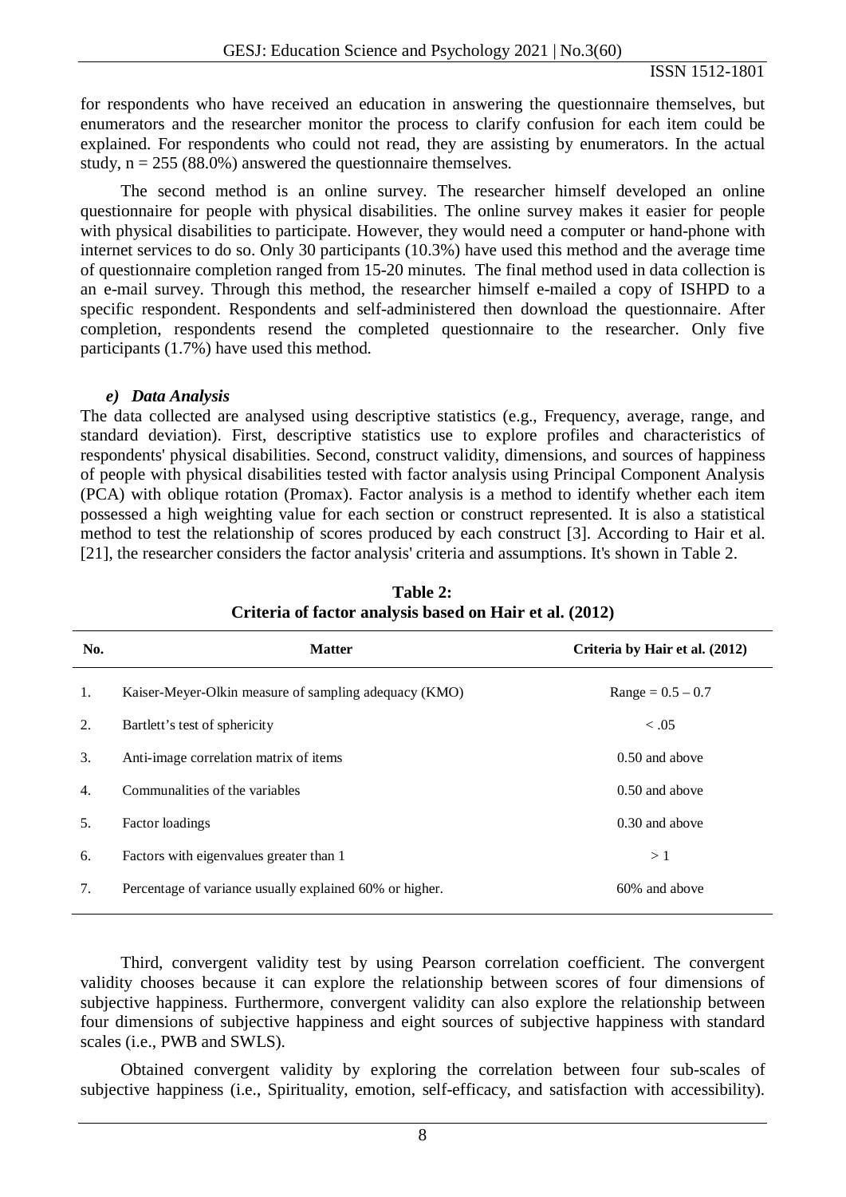for respondents who have received an education in answering the questionnaire themselves, but enumerators and the researcher monitor the process to clarify confusion for each item could be explained. For respondents who could not read, they are assisting by enumerators. In the actual study, n = 255 (88.0%) answered the questionnaire themselves.

The second method is an online survey. The researcher himself developed an online questionnaire for people with physical disabilities. The online survey makes it easier for people with physical disabilities to participate. However, they would need a computer or hand-phone with internet services to do so. Only 30 participants (10.3%) have used this method and the average time of questionnaire completion ranged from 15-20 minutes. The final method used in data collection is an e-mail survey. Through this method, the researcher himself e-mailed a copy of ISHPD to a specific respondent. Respondents and self-administered then download the questionnaire. After completion, respondents resend the completed questionnaire to the researcher. Only five participants (1.7%) have used this method.

### *e) Data Analysis*

The data collected are analysed using descriptive statistics (e.g., Frequency, average, range, and standard deviation). First, descriptive statistics use to explore profiles and characteristics of respondents' physical disabilities. Second, construct validity, dimensions, and sources of happiness of people with physical disabilities tested with factor analysis using Principal Component Analysis (PCA) with oblique rotation (Promax). Factor analysis is a method to identify whether each item possessed a high weighting value for each section or construct represented. It is also a statistical method to test the relationship of scores produced by each construct [3]. According to Hair et al. [21], the researcher considers the factor analysis' criteria and assumptions. It's shown in Table 2.

**Table 2:**
**Criteria of factor analysis based on Hair et al. (2012)**

| No. | Matter | Criteria by Hair et al. (2012) |
|---|---|---|
| 1. | Kaiser-Meyer-Olkin measure of sampling adequacy (KMO) | Range = 0.5 – 0.7 |
| 2. | Bartlett's test of sphericity | < .05 |
| 3. | Anti-image correlation matrix of items | 0.50 and above |
| 4. | Communalities of the variables | 0.50 and above |
| 5. | Factor loadings | 0.30 and above |
| 6. | Factors with eigenvalues greater than 1 | > 1 |
| 7. | Percentage of variance usually explained 60% or higher. | 60% and above |

Third, convergent validity test by using Pearson correlation coefficient. The convergent validity chooses because it can explore the relationship between scores of four dimensions of subjective happiness. Furthermore, convergent validity can also explore the relationship between four dimensions of subjective happiness and eight sources of subjective happiness with standard scales (i.e., PWB and SWLS).

Obtained convergent validity by exploring the correlation between four sub-scales of subjective happiness (i.e., Spirituality, emotion, self-efficacy, and satisfaction with accessibility).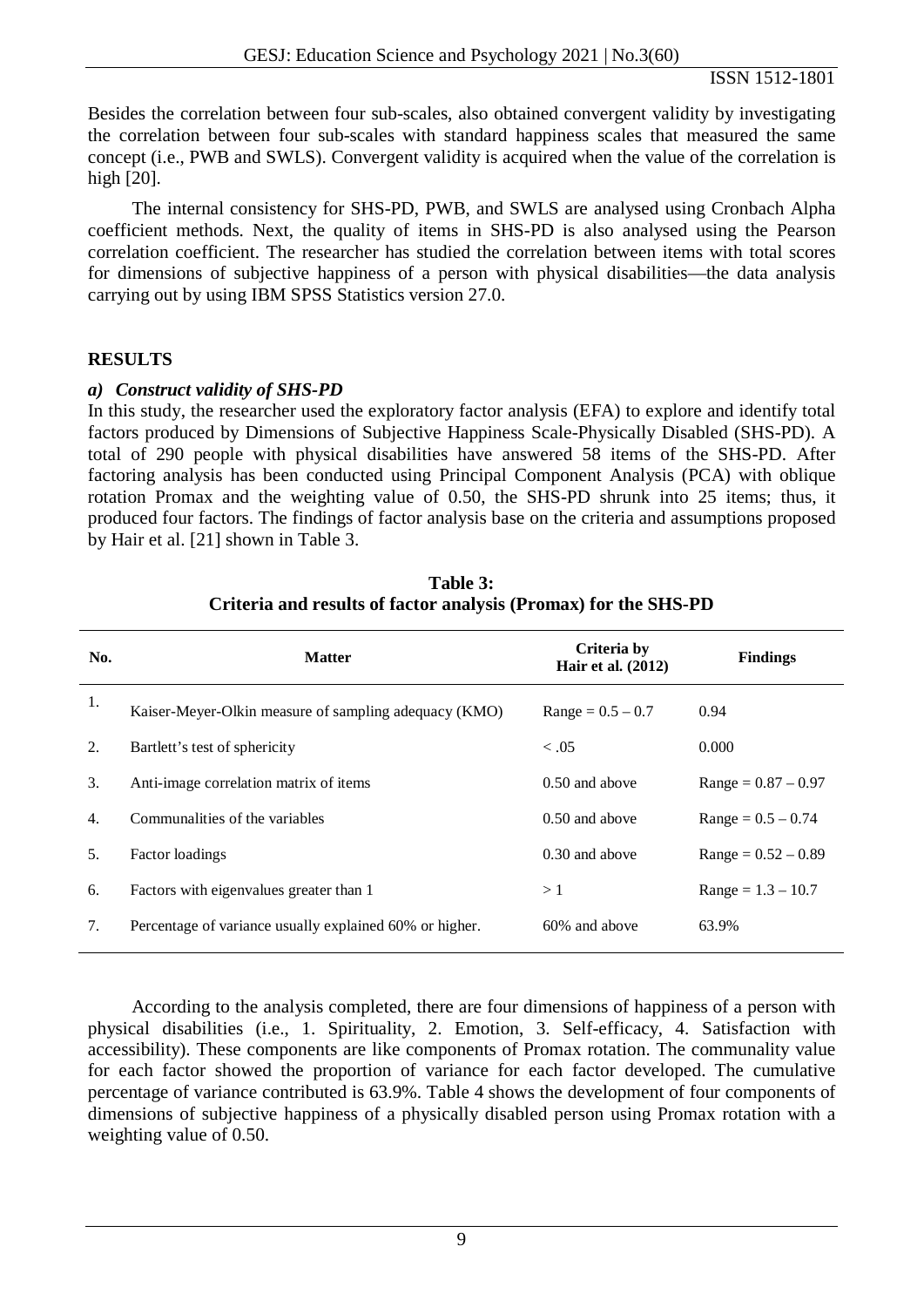Besides the correlation between four sub-scales, also obtained convergent validity by investigating the correlation between four sub-scales with standard happiness scales that measured the same concept (i.e., PWB and SWLS). Convergent validity is acquired when the value of the correlation is high [20].

The internal consistency for SHS-PD, PWB, and SWLS are analysed using Cronbach Alpha coefficient methods. Next, the quality of items in SHS-PD is also analysed using the Pearson correlation coefficient. The researcher has studied the correlation between items with total scores for dimensions of subjective happiness of a person with physical disabilities—the data analysis carrying out by using IBM SPSS Statistics version 27.0.

## RESULTS

### *a) Construct validity of SHS-PD*

In this study, the researcher used the exploratory factor analysis (EFA) to explore and identify total factors produced by Dimensions of Subjective Happiness Scale-Physically Disabled (SHS-PD). A total of 290 people with physical disabilities have answered 58 items of the SHS-PD. After factoring analysis has been conducted using Principal Component Analysis (PCA) with oblique rotation Promax and the weighting value of 0.50, the SHS-PD shrunk into 25 items; thus, it produced four factors. The findings of factor analysis base on the criteria and assumptions proposed by Hair et al. [21] shown in Table 3.

**Table 3:**
**Criteria and results of factor analysis (Promax) for the SHS-PD**

| No. | Matter | Criteria by Hair et al. (2012) | Findings |
|---|---|---|---|
| 1. | Kaiser-Meyer-Olkin measure of sampling adequacy (KMO) | Range = 0.5 – 0.7 | 0.94 |
| 2. | Bartlett's test of sphericity | < .05 | 0.000 |
| 3. | Anti-image correlation matrix of items | 0.50 and above | Range = 0.87 – 0.97 |
| 4. | Communalities of the variables | 0.50 and above | Range = 0.5 – 0.74 |
| 5. | Factor loadings | 0.30 and above | Range = 0.52 – 0.89 |
| 6. | Factors with eigenvalues greater than 1 | > 1 | Range = 1.3 – 10.7 |
| 7. | Percentage of variance usually explained 60% or higher. | 60% and above | 63.9% |

According to the analysis completed, there are four dimensions of happiness of a person with physical disabilities (i.e., 1. Spirituality, 2. Emotion, 3. Self-efficacy, 4. Satisfaction with accessibility). These components are like components of Promax rotation. The communality value for each factor showed the proportion of variance for each factor developed. The cumulative percentage of variance contributed is 63.9%. Table 4 shows the development of four components of dimensions of subjective happiness of a physically disabled person using Promax rotation with a weighting value of 0.50.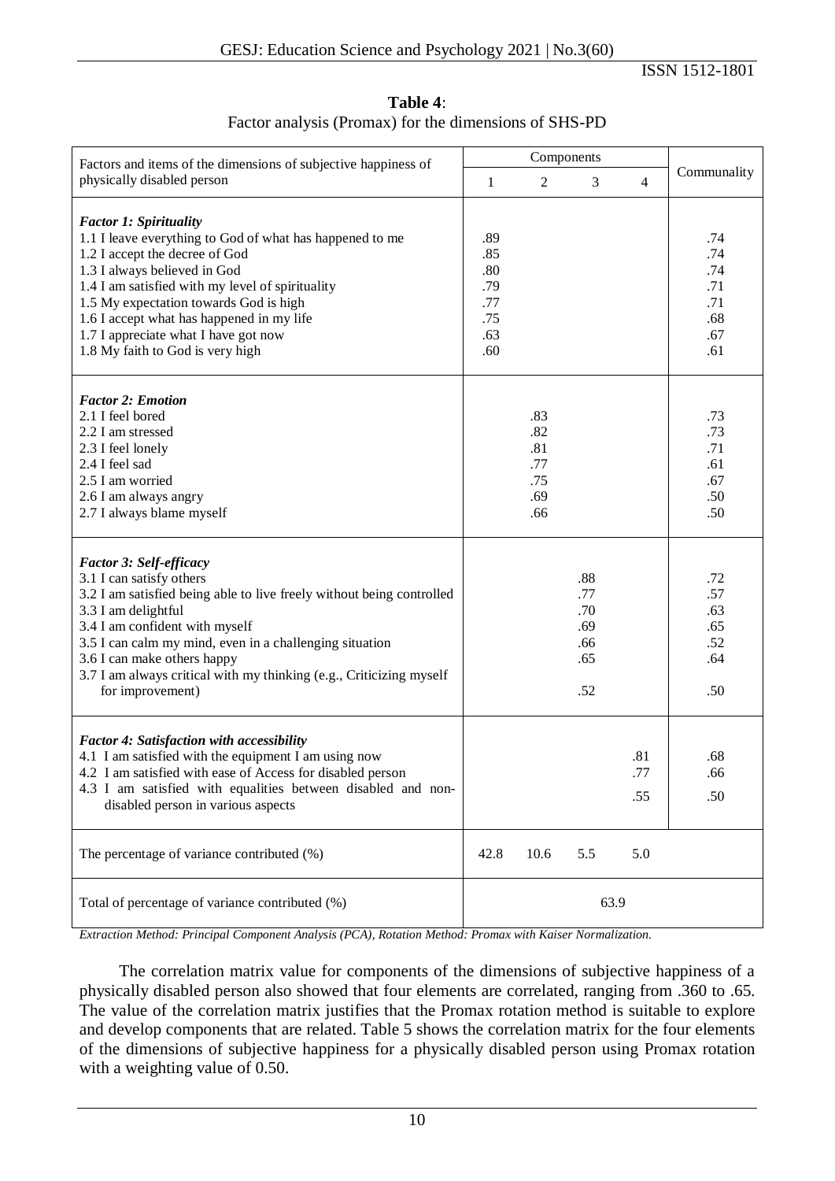**Table 4**:
Factor analysis (Promax) for the dimensions of SHS-PD

| Factors and items of the dimensions of subjective happiness of physically disabled person | Components | | | | Communality |
|---|---|---|---|---|---|
| | 1 | 2 | 3 | 4 | |
| ***Factor 1: Spirituality*** | | | | | |
| 1.1 I leave everything to God of what has happened to me | .89 | | | | .74 |
| 1.2 I accept the decree of God | .85 | | | | .74 |
| 1.3 I always believed in God | .80 | | | | .74 |
| 1.4 I am satisfied with my level of spirituality | .79 | | | | .71 |
| 1.5 My expectation towards God is high | .77 | | | | .71 |
| 1.6 I accept what has happened in my life | .75 | | | | .68 |
| 1.7 I appreciate what I have got now | .63 | | | | .67 |
| 1.8 My faith to God is very high | .60 | | | | .61 |
| ***Factor 2: Emotion*** | | | | | |
| 2.1 I feel bored | | .83 | | | .73 |
| 2.2 I am stressed | | .82 | | | .73 |
| 2.3 I feel lonely | | .81 | | | .71 |
| 2.4 I feel sad | | .77 | | | .61 |
| 2.5 I am worried | | .75 | | | .67 |
| 2.6 I am always angry | | .69 | | | .50 |
| 2.7 I always blame myself | | .66 | | | .50 |
| ***Factor 3: Self-efficacy*** | | | | | |
| 3.1 I can satisfy others | | | .88 | | .72 |
| 3.2 I am satisfied being able to live freely without being controlled | | | .77 | | .57 |
| 3.3 I am delightful | | | .70 | | .63 |
| 3.4 I am confident with myself | | | .69 | | .65 |
| 3.5 I can calm my mind, even in a challenging situation | | | .66 | | .52 |
| 3.6 I can make others happy | | | .65 | | .64 |
| 3.7 I am always critical with my thinking (e.g., Criticizing myself for improvement) | | | .52 | | .50 |
| ***Factor 4: Satisfaction with accessibility*** | | | | | |
| 4.1 I am satisfied with the equipment I am using now | | | | .81 | .68 |
| 4.2 I am satisfied with ease of Access for disabled person | | | | .77 | .66 |
| 4.3 I am satisfied with equalities between disabled and non-disabled person in various aspects | | | | .55 | .50 |
| The percentage of variance contributed (%) | 42.8 | 10.6 | 5.5 | 5.0 | |
| Total of percentage of variance contributed (%) | 63.9 | | | | |

*Extraction Method: Principal Component Analysis (PCA), Rotation Method: Promax with Kaiser Normalization.*

The correlation matrix value for components of the dimensions of subjective happiness of a physically disabled person also showed that four elements are correlated, ranging from .360 to .65. The value of the correlation matrix justifies that the Promax rotation method is suitable to explore and develop components that are related. Table 5 shows the correlation matrix for the four elements of the dimensions of subjective happiness for a physically disabled person using Promax rotation with a weighting value of 0.50.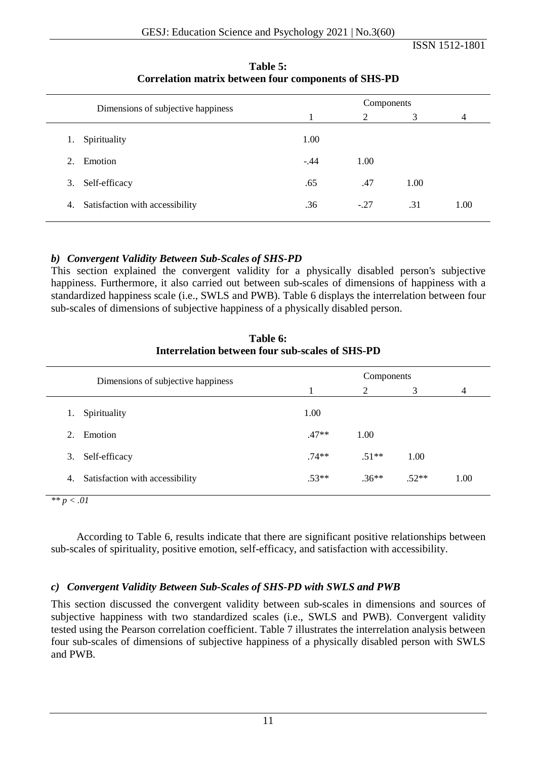**Table 5:**
**Correlation matrix between four components of SHS-PD**

| Dimensions of subjective happiness | Components | | | |
|---|---|---|---|---|
| | 1 | 2 | 3 | 4 |
| 1. Spirituality | 1.00 | | | |
| 2. Emotion | -.44 | 1.00 | | |
| 3. Self-efficacy | .65 | .47 | 1.00 | |
| 4. Satisfaction with accessibility | .36 | -.27 | .31 | 1.00 |

### *b) Convergent Validity Between Sub-Scales of SHS-PD*

This section explained the convergent validity for a physically disabled person's subjective happiness. Furthermore, it also carried out between sub-scales of dimensions of happiness with a standardized happiness scale (i.e., SWLS and PWB). Table 6 displays the interrelation between four sub-scales of dimensions of subjective happiness of a physically disabled person.

**Table 6:**
**Interrelation between four sub-scales of SHS-PD**

| Dimensions of subjective happiness | Components | | | |
|---|---|---|---|---|
| | 1 | 2 | 3 | 4 |
| 1. Spirituality | 1.00 | | | |
| 2. Emotion | .47** | 1.00 | | |
| 3. Self-efficacy | .74** | .51** | 1.00 | |
| 4. Satisfaction with accessibility | .53** | .36** | .52** | 1.00 |

*** $p < .01$*

According to Table 6, results indicate that there are significant positive relationships between sub-scales of spirituality, positive emotion, self-efficacy, and satisfaction with accessibility.

### *c) Convergent Validity Between Sub-Scales of SHS-PD with SWLS and PWB*

This section discussed the convergent validity between sub-scales in dimensions and sources of subjective happiness with two standardized scales (i.e., SWLS and PWB). Convergent validity tested using the Pearson correlation coefficient. Table 7 illustrates the interrelation analysis between four sub-scales of dimensions of subjective happiness of a physically disabled person with SWLS and PWB.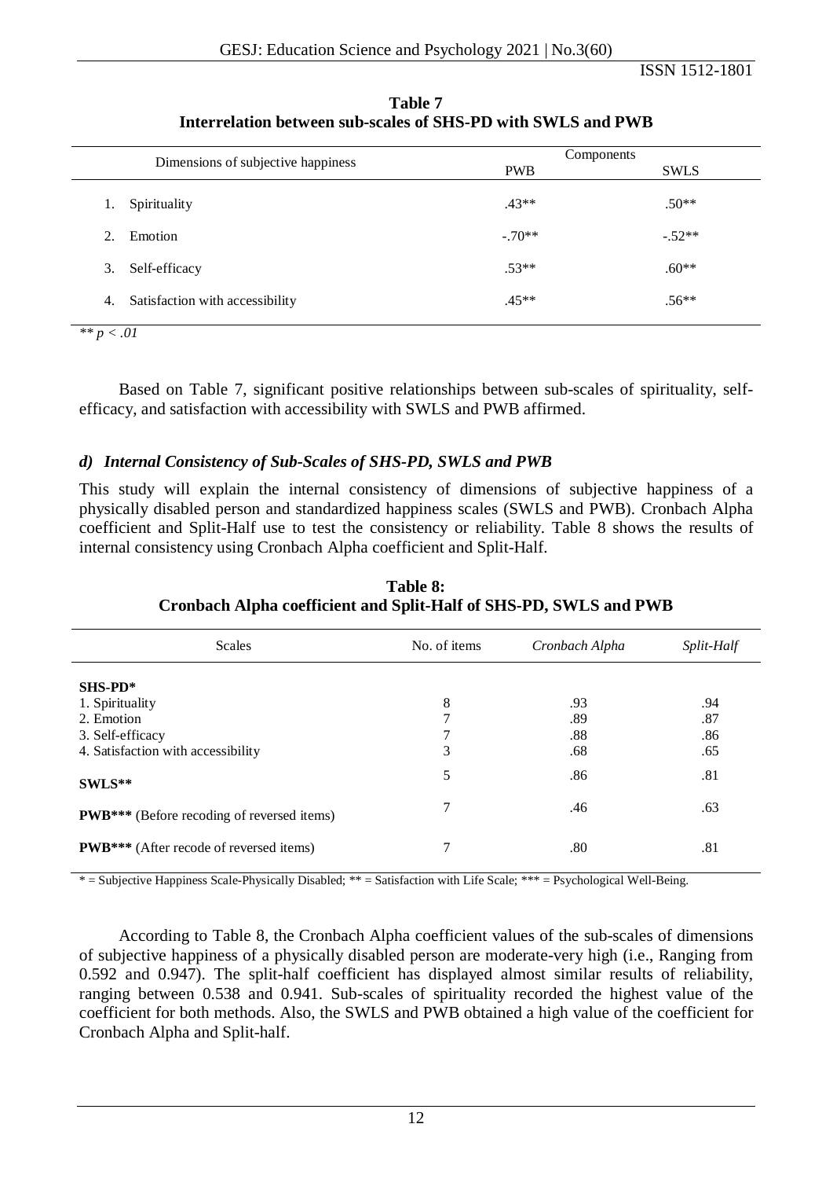**Table 7**
**Interrelation between sub-scales of SHS-PD with SWLS and PWB**

| Dimensions of subjective happiness | Components | |
|---|---|---|
| | PWB | SWLS |
| 1. Spirituality | .43** | .50** |
| 2. Emotion | -.70** | -.52** |
| 3. Self-efficacy | .53** | .60** |
| 4. Satisfaction with accessibility | .45** | .56** |

*** p < .01*

Based on Table 7, significant positive relationships between sub-scales of spirituality, self-efficacy, and satisfaction with accessibility with SWLS and PWB affirmed.

### *d) Internal Consistency of Sub-Scales of SHS-PD, SWLS and PWB*

This study will explain the internal consistency of dimensions of subjective happiness of a physically disabled person and standardized happiness scales (SWLS and PWB). Cronbach Alpha coefficient and Split-Half use to test the consistency or reliability. Table 8 shows the results of internal consistency using Cronbach Alpha coefficient and Split-Half.

**Table 8:**
**Cronbach Alpha coefficient and Split-Half of SHS-PD, SWLS and PWB**

| Scales | No. of items | *Cronbach Alpha* | *Split-Half* |
|---|---|---|---|
| **SHS-PD*** | | | |
| 1. Spirituality | 8 | .93 | .94 |
| 2. Emotion | 7 | .89 | .87 |
| 3. Self-efficacy | 7 | .88 | .86 |
| 4. Satisfaction with accessibility | 3 | .68 | .65 |
| **SWLS**** | 5 | .86 | .81 |
| **PWB***** (Before recoding of reversed items) | 7 | .46 | .63 |
| **PWB***** (After recode of reversed items) | 7 | .80 | .81 |

* = Subjective Happiness Scale-Physically Disabled; ** = Satisfaction with Life Scale; *** = Psychological Well-Being.

According to Table 8, the Cronbach Alpha coefficient values of the sub-scales of dimensions of subjective happiness of a physically disabled person are moderate-very high (i.e., Ranging from 0.592 and 0.947). The split-half coefficient has displayed almost similar results of reliability, ranging between 0.538 and 0.941. Sub-scales of spirituality recorded the highest value of the coefficient for both methods. Also, the SWLS and PWB obtained a high value of the coefficient for Cronbach Alpha and Split-half.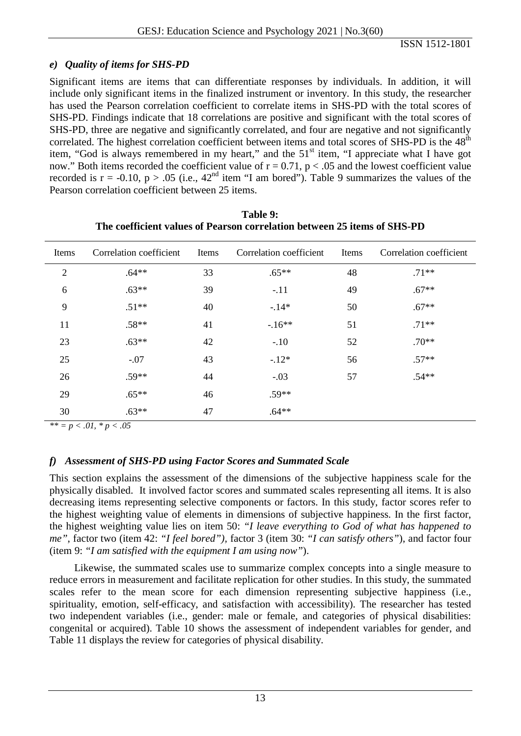### e) Quality of items for SHS-PD

Significant items are items that can differentiate responses by individuals. In addition, it will include only significant items in the finalized instrument or inventory. In this study, the researcher has used the Pearson correlation coefficient to correlate items in SHS-PD with the total scores of SHS-PD. Findings indicate that 18 correlations are positive and significant with the total scores of SHS-PD, three are negative and significantly correlated, and four are negative and not significantly correlated. The highest correlation coefficient between items and total scores of SHS-PD is the 48th item, "God is always remembered in my heart," and the 51st item, "I appreciate what I have got now." Both items recorded the coefficient value of $r = 0.71$, $p < .05$ and the lowest coefficient value recorded is $r = -0.10$, $p > .05$ (i.e., 42nd item "I am bored"). Table 9 summarizes the values of the Pearson correlation coefficient between 25 items.

**Table 9:**
**The coefficient values of Pearson correlation between 25 items of SHS-PD**

| Items | Correlation coefficient | Items | Correlation coefficient | Items | Correlation coefficient |
|---|---|---|---|---|---|
| 2 | .64** | 33 | .65** | 48 | .71** |
| 6 | .63** | 39 | -.11 | 49 | .67** |
| 9 | .51** | 40 | -.14* | 50 | .67** |
| 11 | .58** | 41 | -.16** | 51 | .71** |
| 23 | .63** | 42 | -.10 | 52 | .70** |
| 25 | -.07 | 43 | -.12* | 56 | .57** |
| 26 | .59** | 44 | -.03 | 57 | .54** |
| 29 | .65** | 46 | .59** | | |
| 30 | .63** | 47 | .64** | | |

*** = $p < .01$, * $p < .05$*

### f) Assessment of SHS-PD using Factor Scores and Summated Scale

This section explains the assessment of the dimensions of the subjective happiness scale for the physically disabled. It involved factor scores and summated scales representing all items. It is also decreasing items representing selective components or factors. In this study, factor scores refer to the highest weighting value of elements in dimensions of subjective happiness. In the first factor, the highest weighting value lies on item 50: *"I leave everything to God of what has happened to me"*, factor two (item 42: *"I feel bored")*, factor 3 (item 30: *"I can satisfy others"*), and factor four (item 9: *"I am satisfied with the equipment I am using now"*).

Likewise, the summated scales use to summarize complex concepts into a single measure to reduce errors in measurement and facilitate replication for other studies. In this study, the summated scales refer to the mean score for each dimension representing subjective happiness (i.e., spirituality, emotion, self-efficacy, and satisfaction with accessibility). The researcher has tested two independent variables (i.e., gender: male or female, and categories of physical disabilities: congenital or acquired). Table 10 shows the assessment of independent variables for gender, and Table 11 displays the review for categories of physical disability.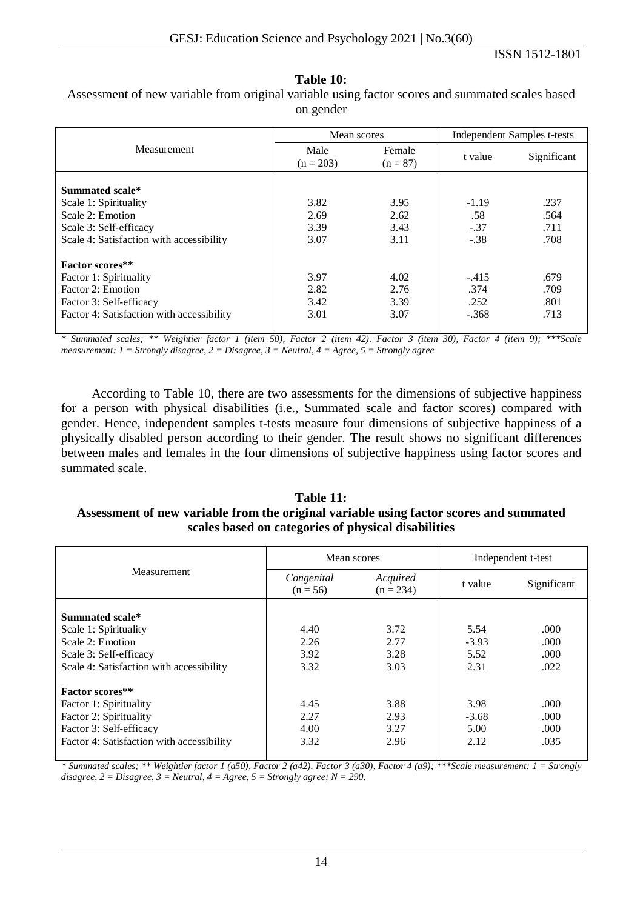**Table 10:**

Assessment of new variable from original variable using factor scores and summated scales based on gender

| Measurement | Mean scores | | Independent Samples t-tests | |
|---|---|---|---|---|
| | Male (n = 203) | Female (n = 87) | t value | Significant |
| **Summated scale*** | | | | |
| Scale 1: Spirituality | 3.82 | 3.95 | -1.19 | .237 |
| Scale 2: Emotion | 2.69 | 2.62 | .58 | .564 |
| Scale 3: Self-efficacy | 3.39 | 3.43 | -.37 | .711 |
| Scale 4: Satisfaction with accessibility | 3.07 | 3.11 | -.38 | .708 |
| **Factor scores**** | | | | |
| Factor 1: Spirituality | 3.97 | 4.02 | -.415 | .679 |
| Factor 2: Emotion | 2.82 | 2.76 | .374 | .709 |
| Factor 3: Self-efficacy | 3.42 | 3.39 | .252 | .801 |
| Factor 4: Satisfaction with accessibility | 3.01 | 3.07 | -.368 | .713 |

*\* Summated scales; \*\* Weightier factor 1 (item 50), Factor 2 (item 42). Factor 3 (item 30), Factor 4 (item 9); \*\*\*Scale measurement: 1 = Strongly disagree, 2 = Disagree, 3 = Neutral, 4 = Agree, 5 = Strongly agree*

According to Table 10, there are two assessments for the dimensions of subjective happiness for a person with physical disabilities (i.e., Summated scale and factor scores) compared with gender. Hence, independent samples t-tests measure four dimensions of subjective happiness of a physically disabled person according to their gender. The result shows no significant differences between males and females in the four dimensions of subjective happiness using factor scores and summated scale.

**Table 11:**

**Assessment of new variable from the original variable using factor scores and summated scales based on categories of physical disabilities**

| Measurement | Mean scores | | Independent t-test | |
|---|---|---|---|---|
| | *Congenital* (n = 56) | *Acquired* (n = 234) | t value | Significant |
| **Summated scale*** | | | | |
| Scale 1: Spirituality | 4.40 | 3.72 | 5.54 | .000 |
| Scale 2: Emotion | 2.26 | 2.77 | -3.93 | .000 |
| Scale 3: Self-efficacy | 3.92 | 3.28 | 5.52 | .000 |
| Scale 4: Satisfaction with accessibility | 3.32 | 3.03 | 2.31 | .022 |
| **Factor scores**** | | | | |
| Factor 1: Spirituality | 4.45 | 3.88 | 3.98 | .000 |
| Factor 2: Spirituality | 2.27 | 2.93 | -3.68 | .000 |
| Factor 3: Self-efficacy | 4.00 | 3.27 | 5.00 | .000 |
| Factor 4: Satisfaction with accessibility | 3.32 | 2.96 | 2.12 | .035 |

*\* Summated scales; \*\* Weightier factor 1 (a50), Factor 2 (a42). Factor 3 (a30), Factor 4 (a9); \*\*\*Scale measurement: 1 = Strongly disagree, 2 = Disagree, 3 = Neutral, 4 = Agree, 5 = Strongly agree; N = 290.*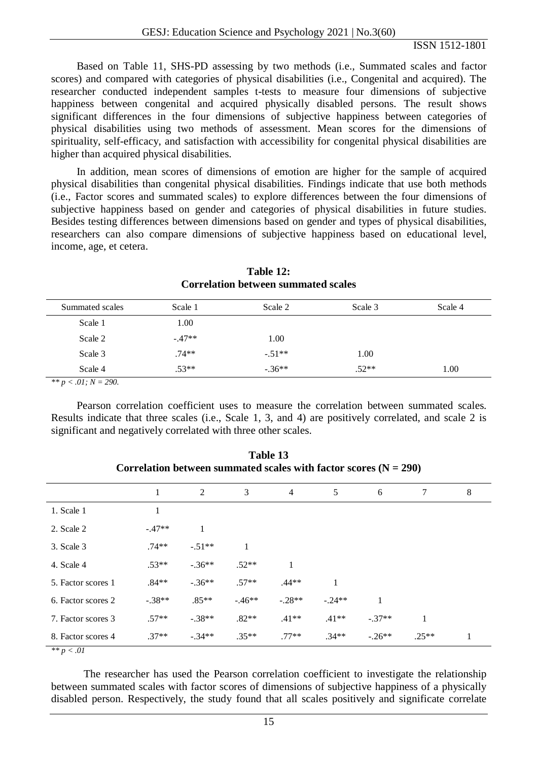Based on Table 11, SHS-PD assessing by two methods (i.e., Summated scales and factor scores) and compared with categories of physical disabilities (i.e., Congenital and acquired). The researcher conducted independent samples t-tests to measure four dimensions of subjective happiness between congenital and acquired physically disabled persons. The result shows significant differences in the four dimensions of subjective happiness between categories of physical disabilities using two methods of assessment. Mean scores for the dimensions of spirituality, self-efficacy, and satisfaction with accessibility for congenital physical disabilities are higher than acquired physical disabilities.

In addition, mean scores of dimensions of emotion are higher for the sample of acquired physical disabilities than congenital physical disabilities. Findings indicate that use both methods (i.e., Factor scores and summated scales) to explore differences between the four dimensions of subjective happiness based on gender and categories of physical disabilities in future studies. Besides testing differences between dimensions based on gender and types of physical disabilities, researchers can also compare dimensions of subjective happiness based on educational level, income, age, et cetera.

**Table 12:**
**Correlation between summated scales**

| Summated scales | Scale 1 | Scale 2 | Scale 3 | Scale 4 |
|---|---|---|---|---|
| Scale 1 | 1.00 | | | |
| Scale 2 | -.47** | 1.00 | | |
| Scale 3 | .74** | -.51** | 1.00 | |
| Scale 4 | .53** | -.36** | .52** | 1.00 |

*** p < .01; N = 290.*

Pearson correlation coefficient uses to measure the correlation between summated scales. Results indicate that three scales (i.e., Scale 1, 3, and 4) are positively correlated, and scale 2 is significant and negatively correlated with three other scales.

**Table 13**
**Correlation between summated scales with factor scores (N = 290)**

| | 1 | 2 | 3 | 4 | 5 | 6 | 7 | 8 |
|---|---|---|---|---|---|---|---|---|
| 1. Scale 1 | 1 | | | | | | | |
| 2. Scale 2 | -.47** | 1 | | | | | | |
| 3. Scale 3 | .74** | -.51** | 1 | | | | | |
| 4. Scale 4 | .53** | -.36** | .52** | 1 | | | | |
| 5. Factor scores 1 | .84** | -.36** | .57** | .44** | 1 | | | |
| 6. Factor scores 2 | -.38** | .85** | -.46** | -.28** | -.24** | 1 | | |
| 7. Factor scores 3 | .57** | -.38** | .82** | .41** | .41** | -.37** | 1 | |
| 8. Factor scores 4 | .37** | -.34** | .35** | .77** | .34** | -.26** | .25** | 1 |

*** p < .01*

The researcher has used the Pearson correlation coefficient to investigate the relationship between summated scales with factor scores of dimensions of subjective happiness of a physically disabled person. Respectively, the study found that all scales positively and significate correlate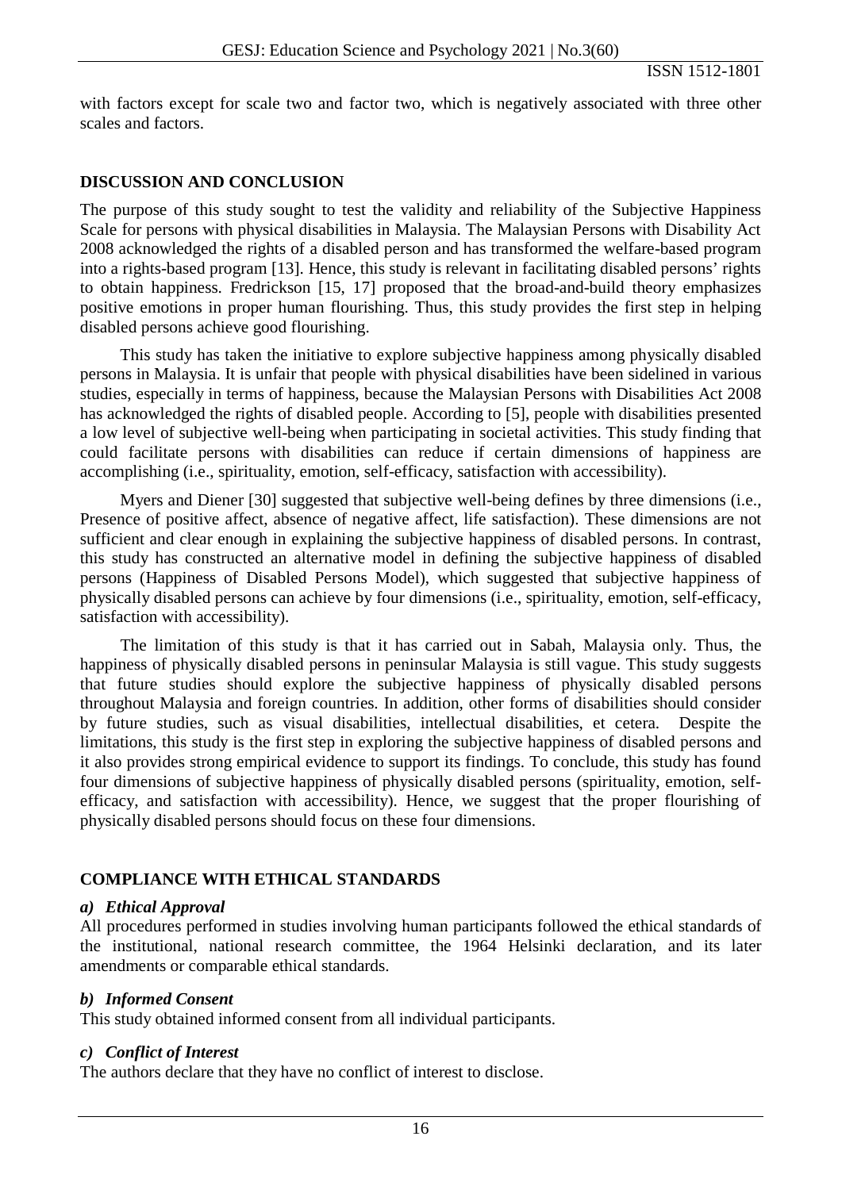with factors except for scale two and factor two, which is negatively associated with three other scales and factors.

## DISCUSSION AND CONCLUSION

The purpose of this study sought to test the validity and reliability of the Subjective Happiness Scale for persons with physical disabilities in Malaysia. The Malaysian Persons with Disability Act 2008 acknowledged the rights of a disabled person and has transformed the welfare-based program into a rights-based program [13]. Hence, this study is relevant in facilitating disabled persons' rights to obtain happiness. Fredrickson [15, 17] proposed that the broad-and-build theory emphasizes positive emotions in proper human flourishing. Thus, this study provides the first step in helping disabled persons achieve good flourishing.

This study has taken the initiative to explore subjective happiness among physically disabled persons in Malaysia. It is unfair that people with physical disabilities have been sidelined in various studies, especially in terms of happiness, because the Malaysian Persons with Disabilities Act 2008 has acknowledged the rights of disabled people. According to [5], people with disabilities presented a low level of subjective well-being when participating in societal activities. This study finding that could facilitate persons with disabilities can reduce if certain dimensions of happiness are accomplishing (i.e., spirituality, emotion, self-efficacy, satisfaction with accessibility).

Myers and Diener [30] suggested that subjective well-being defines by three dimensions (i.e., Presence of positive affect, absence of negative affect, life satisfaction). These dimensions are not sufficient and clear enough in explaining the subjective happiness of disabled persons. In contrast, this study has constructed an alternative model in defining the subjective happiness of disabled persons (Happiness of Disabled Persons Model), which suggested that subjective happiness of physically disabled persons can achieve by four dimensions (i.e., spirituality, emotion, self-efficacy, satisfaction with accessibility).

The limitation of this study is that it has carried out in Sabah, Malaysia only. Thus, the happiness of physically disabled persons in peninsular Malaysia is still vague. This study suggests that future studies should explore the subjective happiness of physically disabled persons throughout Malaysia and foreign countries. In addition, other forms of disabilities should consider by future studies, such as visual disabilities, intellectual disabilities, et cetera. Despite the limitations, this study is the first step in exploring the subjective happiness of disabled persons and it also provides strong empirical evidence to support its findings. To conclude, this study has found four dimensions of subjective happiness of physically disabled persons (spirituality, emotion, self-efficacy, and satisfaction with accessibility). Hence, we suggest that the proper flourishing of physically disabled persons should focus on these four dimensions.

## COMPLIANCE WITH ETHICAL STANDARDS

### *a) Ethical Approval*

All procedures performed in studies involving human participants followed the ethical standards of the institutional, national research committee, the 1964 Helsinki declaration, and its later amendments or comparable ethical standards.

### *b) Informed Consent*

This study obtained informed consent from all individual participants.

### *c) Conflict of Interest*

The authors declare that they have no conflict of interest to disclose.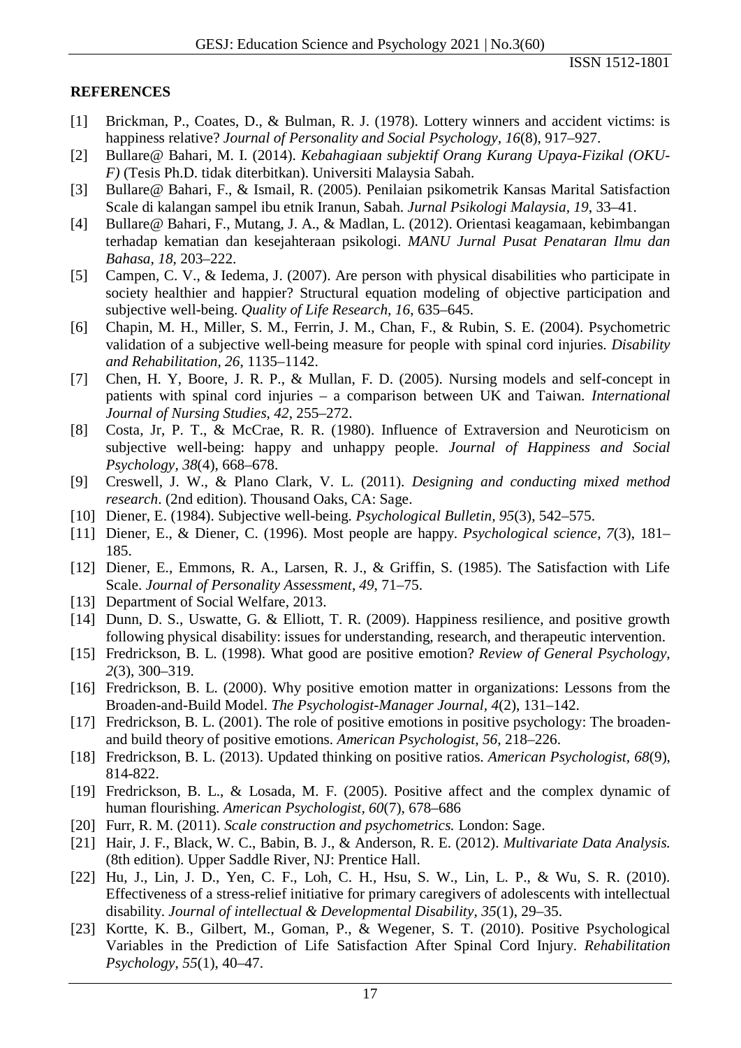**REFERENCES**

[1] Brickman, P., Coates, D., & Bulman, R. J. (1978). Lottery winners and accident victims: is happiness relative? *Journal of Personality and Social Psychology, 16*(8), 917–927.

[2] Bullare@ Bahari, M. I. (2014). *Kebahagiaan subjektif Orang Kurang Upaya-Fizikal (OKU-F)* (Tesis Ph.D. tidak diterbitkan). Universiti Malaysia Sabah.

[3] Bullare@ Bahari, F., & Ismail, R. (2005). Penilaian psikometrik Kansas Marital Satisfaction Scale di kalangan sampel ibu etnik Iranun, Sabah. *Jurnal Psikologi Malaysia, 19*, 33–41.

[4] Bullare@ Bahari, F., Mutang, J. A., & Madlan, L. (2012). Orientasi keagamaan, kebimbangan terhadap kematian dan kesejahteraan psikologi. *MANU Jurnal Pusat Penataran Ilmu dan Bahasa, 18*, 203–222.

[5] Campen, C. V., & Iedema, J. (2007). Are person with physical disabilities who participate in society healthier and happier? Structural equation modeling of objective participation and subjective well-being. *Quality of Life Research, 16*, 635–645.

[6] Chapin, M. H., Miller, S. M., Ferrin, J. M., Chan, F., & Rubin, S. E. (2004). Psychometric validation of a subjective well-being measure for people with spinal cord injuries. *Disability and Rehabilitation, 26*, 1135–1142.

[7] Chen, H. Y, Boore, J. R. P., & Mullan, F. D. (2005). Nursing models and self-concept in patients with spinal cord injuries – a comparison between UK and Taiwan. *International Journal of Nursing Studies, 42*, 255–272.

[8] Costa, Jr, P. T., & McCrae, R. R. (1980). Influence of Extraversion and Neuroticism on subjective well-being: happy and unhappy people. *Journal of Happiness and Social Psychology, 38*(4), 668–678.

[9] Creswell, J. W., & Plano Clark, V. L. (2011). *Designing and conducting mixed method research*. (2nd edition). Thousand Oaks, CA: Sage.

[10] Diener, E. (1984). Subjective well-being. *Psychological Bulletin, 95*(3), 542–575.

[11] Diener, E., & Diener, C. (1996). Most people are happy. *Psychological science, 7*(3), 181–185.

[12] Diener, E., Emmons, R. A., Larsen, R. J., & Griffin, S. (1985). The Satisfaction with Life Scale. *Journal of Personality Assessment*, *49*, 71–75.

[13] Department of Social Welfare, 2013.

[14] Dunn, D. S., Uswatte, G. & Elliott, T. R. (2009). Happiness resilience, and positive growth following physical disability: issues for understanding, research, and therapeutic intervention.

[15] Fredrickson, B. L. (1998). What good are positive emotion? *Review of General Psychology, 2*(3), 300–319.

[16] Fredrickson, B. L. (2000). Why positive emotion matter in organizations: Lessons from the Broaden-and-Build Model. *The Psychologist-Manager Journal, 4*(2), 131–142.

[17] Fredrickson, B. L. (2001). The role of positive emotions in positive psychology: The broaden-and build theory of positive emotions. *American Psychologist, 56*, 218–226.

[18] Fredrickson, B. L. (2013). Updated thinking on positive ratios. *American Psychologist*, *68*(9), 814-822.

[19] Fredrickson, B. L., & Losada, M. F. (2005). Positive affect and the complex dynamic of human flourishing. *American Psychologist, 60*(7), 678–686

[20] Furr, R. M. (2011). *Scale construction and psychometrics.* London: Sage.

[21] Hair, J. F., Black, W. C., Babin, B. J., & Anderson, R. E. (2012). *Multivariate Data Analysis.* (8th edition). Upper Saddle River, NJ: Prentice Hall.

[22] Hu, J., Lin, J. D., Yen, C. F., Loh, C. H., Hsu, S. W., Lin, L. P., & Wu, S. R. (2010). Effectiveness of a stress-relief initiative for primary caregivers of adolescents with intellectual disability. *Journal of intellectual & Developmental Disability, 35*(1), 29–35.

[23] Kortte, K. B., Gilbert, M., Goman, P., & Wegener, S. T. (2010). Positive Psychological Variables in the Prediction of Life Satisfaction After Spinal Cord Injury. *Rehabilitation Psychology, 55*(1), 40–47.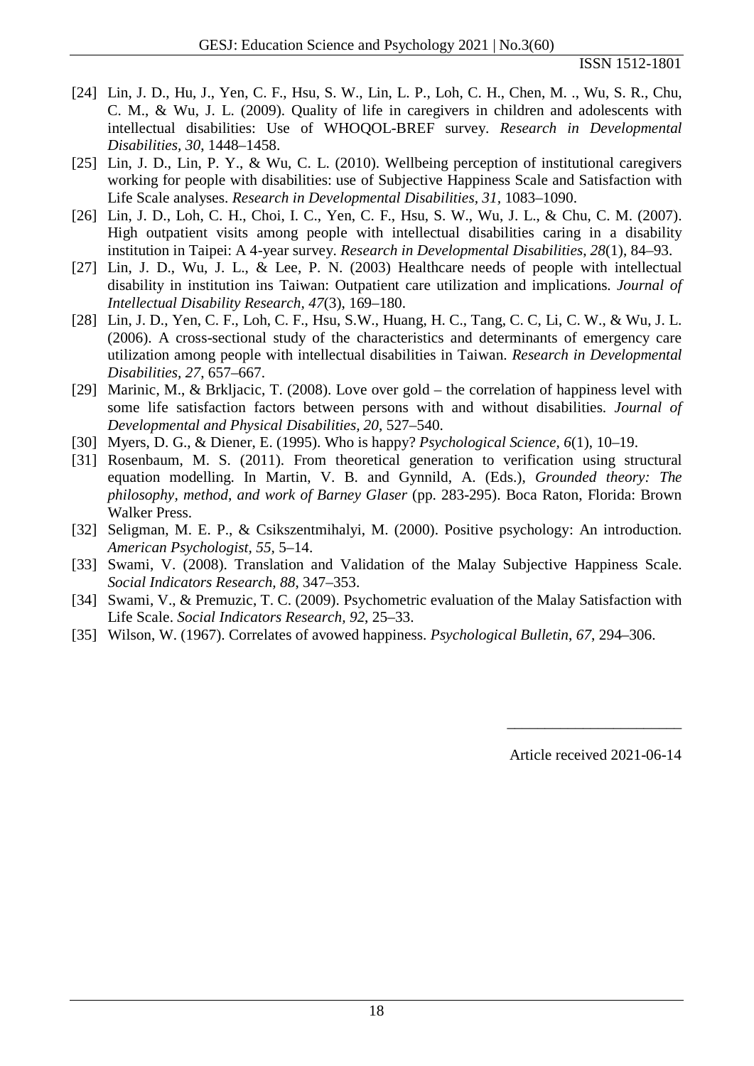[24] Lin, J. D., Hu, J., Yen, C. F., Hsu, S. W., Lin, L. P., Loh, C. H., Chen, M. ., Wu, S. R., Chu, C. M., & Wu, J. L. (2009). Quality of life in caregivers in children and adolescents with intellectual disabilities: Use of WHOQOL-BREF survey. *Research in Developmental Disabilities, 30*, 1448–1458.

[25] Lin, J. D., Lin, P. Y., & Wu, C. L. (2010). Wellbeing perception of institutional caregivers working for people with disabilities: use of Subjective Happiness Scale and Satisfaction with Life Scale analyses. *Research in Developmental Disabilities*, *31*, 1083–1090.

[26] Lin, J. D., Loh, C. H., Choi, I. C., Yen, C. F., Hsu, S. W., Wu, J. L., & Chu, C. M. (2007). High outpatient visits among people with intellectual disabilities caring in a disability institution in Taipei: A 4-year survey. *Research in Developmental Disabilities*, *28*(1), 84–93.

[27] Lin, J. D., Wu, J. L., & Lee, P. N. (2003) Healthcare needs of people with intellectual disability in institution ins Taiwan: Outpatient care utilization and implications. *Journal of Intellectual Disability Research, 47*(3), 169–180.

[28] Lin, J. D., Yen, C. F., Loh, C. F., Hsu, S.W., Huang, H. C., Tang, C. C, Li, C. W., & Wu, J. L. (2006). A cross-sectional study of the characteristics and determinants of emergency care utilization among people with intellectual disabilities in Taiwan. *Research in Developmental Disabilities, 27*, 657–667.

[29] Marinic, M., & Brkljacic, T. (2008). Love over gold – the correlation of happiness level with some life satisfaction factors between persons with and without disabilities. *Journal of Developmental and Physical Disabilities, 20*, 527–540.

[30] Myers, D. G., & Diener, E. (1995). Who is happy? *Psychological Science, 6*(1), 10–19.

[31] Rosenbaum, M. S. (2011). From theoretical generation to verification using structural equation modelling. In Martin, V. B. and Gynnild, A. (Eds.), *Grounded theory: The philosophy, method, and work of Barney Glaser* (pp. 283-295). Boca Raton, Florida: Brown Walker Press.

[32] Seligman, M. E. P., & Csikszentmihalyi, M. (2000). Positive psychology: An introduction. *American Psychologist, 55*, 5–14.

[33] Swami, V. (2008). Translation and Validation of the Malay Subjective Happiness Scale. *Social Indicators Research, 88*, 347–353.

[34] Swami, V., & Premuzic, T. C. (2009). Psychometric evaluation of the Malay Satisfaction with Life Scale. *Social Indicators Research, 92*, 25–33.

[35] Wilson, W. (1967). Correlates of avowed happiness. *Psychological Bulletin*, *67*, 294–306.

---

Article received 2021-06-14